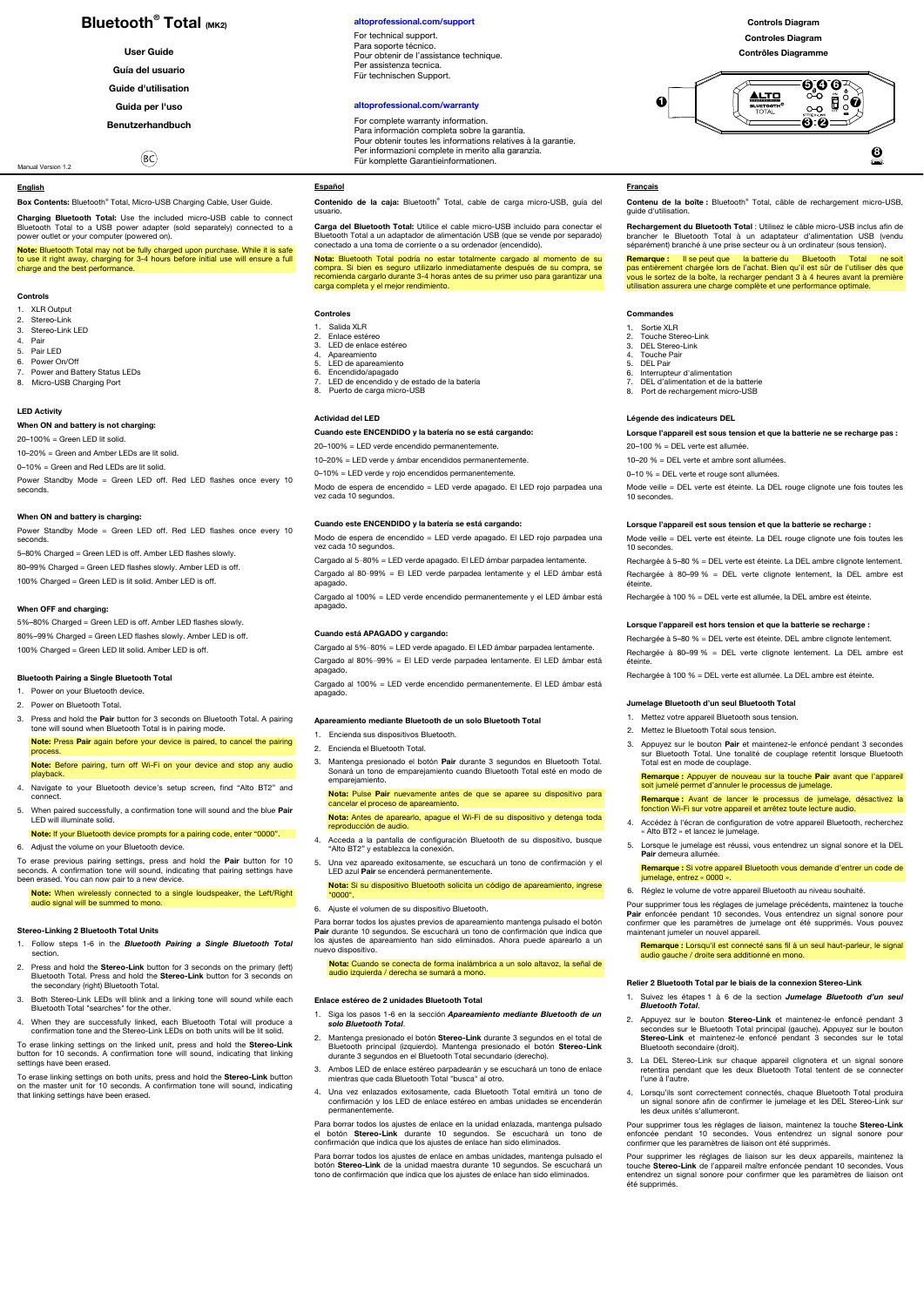# Bluetooth® Total (MK2)

**User Guide**

**Guía del usuario**

**Guide d'utilisation**

**Guida per l'uso**

**Benutzerhandbuch**

Manual Version 1.2

**altoprofessional.com/support**

For technical support.
Para soporte técnico.
Pour obtenir de l'assistance technique.
Per assistenza tecnica.
Für technischen Support.

**altoprofessional.com/warranty**

For complete warranty information.
Para información completa sobre la garantía.
Pour obtenir toutes les informations relatives à la garantie.
Per informazioni complete in merito alla garanzia.
Für komplette Garantieinformationen.

**Controls Diagram**

**Controles Diagram**

**Contrôles Diagramme**

## English

**Box Contents:** Bluetooth® Total, Micro-USB Charging Cable, User Guide.

**Charging Bluetooth Total:** Use the included micro-USB cable to connect Bluetooth Total to a USB power adapter (sold separately) connected to a power outlet or your computer (powered on).

**Note:** Bluetooth Total may not be fully charged upon purchase. While it is safe to use it right away, charging for 3-4 hours before initial use will ensure a full charge and the best performance.

### Controls

1. XLR Output
2. Stereo-Link
3. Stereo-Link LED
4. Pair
5. Pair LED
6. Power On/Off
7. Power and Battery Status LEDs
8. Micro-USB Charging Port

### LED Activity

**When ON and battery is not charging:**

20–100% = Green LED lit solid.

10–20% = Green and Amber LEDs are lit solid.

0–10% = Green and Red LEDs are lit solid.

Power Standby Mode = Green LED off. Red LED flashes once every 10 seconds.

**When ON and battery is charging:**

Power Standby Mode = Green LED off. Red LED flashes once every 10 seconds.

5–80% Charged = Green LED is off. Amber LED flashes slowly.

80–99% Charged = Green LED flashes slowly. Amber LED is off.

100% Charged = Green LED is lit solid. Amber LED is off.

**When OFF and charging:**

5%–80% Charged = Green LED is off. Amber LED flashes slowly.

80%–99% Charged = Green LED flashes slowly. Amber LED is off.

100% Charged = Green LED lit solid. Amber LED is off.

### Bluetooth Pairing a Single Bluetooth Total

1. Power on your Bluetooth device.
2. Power on Bluetooth Total.
3. Press and hold the **Pair** button for 3 seconds on Bluetooth Total. A pairing tone will sound when Bluetooth Total is in pairing mode.

   **Note:** Press **Pair** again before your device is paired, to cancel the pairing process.

   **Note:** Before pairing, turn off Wi-Fi on your device and stop any audio playback.
4. Navigate to your Bluetooth device's setup screen, find "Alto BT2" and connect.
5. When paired successfully, a confirmation tone will sound and the blue **Pair** LED will illuminate solid.

   **Note:** If your Bluetooth device prompts for a pairing code, enter "0000".
6. Adjust the volume on your Bluetooth device.

To erase previous pairing settings, press and hold the **Pair** button for 10 seconds. A confirmation tone will sound, indicating that pairing settings have been erased. You can now pair to a new device.

**Note:** When wirelessly connected to a single loudspeaker, the Left/Right audio signal will be summed to mono.

### Stereo-Linking 2 Bluetooth Total Units

1. Follow steps 1-6 in the ***Bluetooth Pairing a Single Bluetooth Total*** section.
2. Press and hold the **Stereo-Link** button for 3 seconds on the primary (left) Bluetooth Total. Press and hold the **Stereo-Link** button for 3 seconds on the secondary (right) Bluetooth Total.
3. Both Stereo-Link LEDs will blink and a linking tone will sound while each Bluetooth Total "searches" for the other.
4. When they are successfully linked, each Bluetooth Total will produce a confirmation tone and the Stereo-Link LEDs on both units will be lit solid.

To erase linking settings on the linked unit, press and hold the **Stereo-Link** button for 10 seconds. A confirmation tone will sound, indicating that linking settings have been erased.

To erase linking settings on both units, press and hold the **Stereo-Link** button on the master unit for 10 seconds. A confirmation tone will sound, indicating that linking settings have been erased.

## Español

**Contenido de la caja:** Bluetooth® Total, cable de carga micro-USB, guía del usuario.

**Carga del Bluetooth Total:** Utilice el cable micro-USB incluido para conectar el Bluetooth Total a un adaptador de alimentación USB (que se vende por separado) conectado a una toma de corriente o a su ordenador (encendido).

**Nota:** Bluetooth Total podría no estar totalmente cargado al momento de su compra. Si bien es seguro utilizarlo inmediatamente después de su compra, se recomienda cargarlo durante 3-4 horas antes de su primer uso para garantizar una carga completa y el mejor rendimiento.

### Controles

1. Salida XLR
2. Enlace estéreo
3. LED de enlace estéreo
4. Apareamiento
5. LED de apareamiento
6. Encendido/apagado
7. LED de encendido y de estado de la batería
8. Puerto de carga micro-USB

### Actividad del LED

**Cuando este ENCENDIDO y la batería no se está cargando:**

20–100% = LED verde encendido permanentemente.

10–20% = LED verde y ámbar encendidos permanentemente.

0–10% = LED verde y rojo encendidos permanentemente.

Modo de espera de encendido = LED verde apagado. El LED rojo parpadea una vez cada 10 segundos.

**Cuando este ENCENDIDO y la batería se está cargando:**

Modo de espera de encendido = LED verde apagado. El LED rojo parpadea una vez cada 10 segundos.

Cargado al 5–80% = LED verde apagado. El LED ámbar parpadea lentamente.

Cargado al 80–99% = El LED verde parpadea lentamente y el LED ámbar está apagado.

Cargado al 100% = LED verde encendido permanentemente y el LED ámbar está apagado.

**Cuando está APAGADO y cargando:**

Cargado al 5%–80% = LED verde apagado. El LED ámbar parpadea lentamente.

Cargado al 80%–99% = El LED verde parpadea lentamente. El LED ámbar está apagado.

Cargado al 100% = LED verde encendido permanentemente. El LED ámbar está apagado.

### Apareamiento mediante Bluetooth de un solo Bluetooth Total

1. Encienda sus dispositivos Bluetooth.
2. Encienda el Bluetooth Total.
3. Mantenga presionado el botón **Pair** durante 3 segundos en Bluetooth Total. Sonará un tono de emparejamiento cuando Bluetooth Total esté en modo de emparejamiento.

   **Nota:** Pulse **Pair** nuevamente antes de que se aparee su dispositivo para cancelar el proceso de apareamiento.

   **Nota:** Antes de aparearlo, apague el Wi-Fi de su dispositivo y detenga toda reproducción de audio.
4. Acceda a la pantalla de configuración Bluetooth de su dispositivo, busque "Alto BT2" y establezca la conexión.
5. Una vez apareado exitosamente, se escuchará un tono de confirmación y el LED azul **Pair** se encenderá permanentemente.

   **Nota:** Si su dispositivo Bluetooth solicita un código de apareamiento, ingrese "0000".
6. Ajuste el volumen de su dispositivo Bluetooth.

Para borrar todos los ajustes previos de apareamiento mantenga pulsado el botón **Pair** durante 10 segundos. Se escuchará un tono de confirmación que indica que los ajustes de apareamiento han sido eliminados. Ahora puede aparearlo a un nuevo dispositivo.

**Nota:** Cuando se conecta de forma inalámbrica a un solo altavoz, la señal de audio izquierda / derecha se sumará a mono.

### Enlace estéreo de 2 unidades Bluetooth Total

1. Siga los pasos 1-6 en la sección ***Apareamiento mediante Bluetooth de un solo Bluetooth Total***.
2. Mantenga presionado el botón **Stereo-Link** durante 3 segundos en el total de Bluetooth principal (izquierdo). Mantenga presionado el botón **Stereo-Link** durante 3 segundos en el Bluetooth Total secundario (derecho).
3. Ambos LED de enlace estéreo parpadearán y se escuchará un tono de enlace mientras que cada Bluetooth Total "busca" al otro.
4. Una vez enlazados exitosamente, cada Bluetooth Total emitirá un tono de confirmación y los LED de enlace estéreo en ambas unidades se encenderán permanentemente.

Para borrar todos los ajustes de enlace en la unidad enlazada, mantenga pulsado el botón **Stereo-Link** durante 10 segundos. Se escuchará un tono de confirmación que indica que los ajustes de enlace han sido eliminados.

Para borrar todos los ajustes de enlace en ambas unidades, mantenga pulsado el botón **Stereo-Link** de la unidad maestra durante 10 segundos. Se escuchará un tono de confirmación que indica que los ajustes de enlace han sido eliminados.

## Français

**Contenu de la boîte :** Bluetooth® Total, câble de rechargement micro-USB, guide d'utilisation.

**Rechargement du Bluetooth Total** : Utilisez le câble micro-USB inclus afin de brancher le Bluetooth Total à un adaptateur d'alimentation USB (vendu séparément) branché à une prise secteur ou à un ordinateur (sous tension).

**Remarque :** Il se peut que la batterie du Bluetooth Total ne soit pas entièrement chargée lors de l'achat. Bien qu'il est sûr de l'utiliser dès que vous le sortez de la boîte, la recharger pendant 3 à 4 heures avant la première utilisation assurera une charge complète et une performance optimale.

### Commandes

1. Sortie XLR
2. Touche Stereo-Link
3. DEL Stereo-Link
4. Touche Pair
5. DEL Pair
6. Interrupteur d'alimentation
7. DEL d'alimentation et de la batterie
8. Port de rechargement micro-USB

### Légende des indicateurs DEL

**Lorsque l'appareil est sous tension et que la batterie ne se recharge pas :**

20–100 % = DEL verte est allumée.

10–20 % = DEL verte et ambre sont allumées.

0–10 % = DEL verte et rouge sont allumées.

Mode veille = DEL verte est éteinte. La DEL rouge clignote une fois toutes les 10 secondes.

**Lorsque l'appareil est sous tension et que la batterie se recharge :**

Mode veille = DEL verte est éteinte. La DEL rouge clignote une fois toutes les 10 secondes.

Rechargée à 5–80 % = DEL verte est éteinte. La DEL ambre clignote lentement.

Rechargée à 80–99 % = DEL verte clignote lentement, la DEL ambre est éteinte.

Rechargée à 100 % = DEL verte est allumée, la DEL ambre est éteinte.

**Lorsque l'appareil est hors tension et que la batterie se recharge :**

Rechargée à 5–80 % = DEL verte est éteinte. DEL ambre clignote lentement.

Rechargée à 80–99 % = DEL verte clignote lentement. La DEL ambre est éteinte.

Rechargée à 100 % = DEL verte est allumée. La DEL ambre est éteinte.

### Jumelage Bluetooth d'un seul Bluetooth Total

1. Mettez votre appareil Bluetooth sous tension.
2. Mettez le Bluetooth Total sous tension.
3. Appuyez sur le bouton **Pair** et maintenez-le enfoncé pendant 3 secondes sur Bluetooth Total. Une tonalité de couplage retentit lorsque Bluetooth Total est en mode de couplage.

   **Remarque :** Appuyer de nouveau sur la touche **Pair** avant que l'appareil soit jumelé permet d'annuler le processus de jumelage.

   **Remarque :** Avant de lancer le processus de jumelage, désactivez la fonction Wi-Fi sur votre appareil et arrêtez toute lecture audio.
4. Accédez à l'écran de configuration de votre appareil Bluetooth, recherchez « Alto BT2 » et lancez le jumelage.
5. Lorsque le jumelage est réussi, vous entendrez un signal sonore et la DEL **Pair** demeura allumée.

   **Remarque :** Si votre appareil Bluetooth vous demande d'entrer un code de jumelage, entrez « 0000 ».
6. Réglez le volume de votre appareil Bluetooth au niveau souhaité.

Pour supprimer tous les réglages de jumelage précédents, maintenez la touche **Pair** enfoncée pendant 10 secondes. Vous entendrez un signal sonore pour confirmer que les paramètres de jumelage ont été supprimés. Vous pouvez maintenant jumeler un nouvel appareil.

**Remarque :** Lorsqu'il est connecté sans fil à un seul haut-parleur, le signal audio gauche / droite sera additionné en mono.

### Relier 2 Bluetooth Total par le biais de la connexion Stereo-Link

1. Suivez les étapes 1 à 6 de la section ***Jumelage Bluetooth d'un seul Bluetooth Total***.
2. Appuyez sur le bouton **Stereo-Link** et maintenez-le enfoncé pendant 3 secondes sur le Bluetooth Total principal (gauche). Appuyez sur le bouton **Stereo-Link** et maintenez-le enfoncé pendant 3 secondes sur le total Bluetooth secondaire (droit).
3. La DEL Stereo-Link sur chaque appareil clignotera et un signal sonore retentira pendant que les deux Bluetooth Total tentent de se connecter l'une à l'autre.
4. Lorsqu'ils sont correctement connectés, chaque Bluetooth Total produira un signal sonore afin de confirmer le jumelage et les DEL Stereo-Link sur les deux unités s'allumeront.

Pour supprimer tous les réglages de liaison, maintenez la touche **Stereo-Link** enfoncée pendant 10 secondes. Vous entendrez un signal sonore pour confirmer que les paramètres de liaison ont été supprimés.

Pour supprimer les réglages de liaison sur les deux appareils, maintenez la touche **Stereo-Link** de l'appareil maître enfoncée pendant 10 secondes. Vous entendrez un signal sonore pour confirmer que les paramètres de liaison ont été supprimés.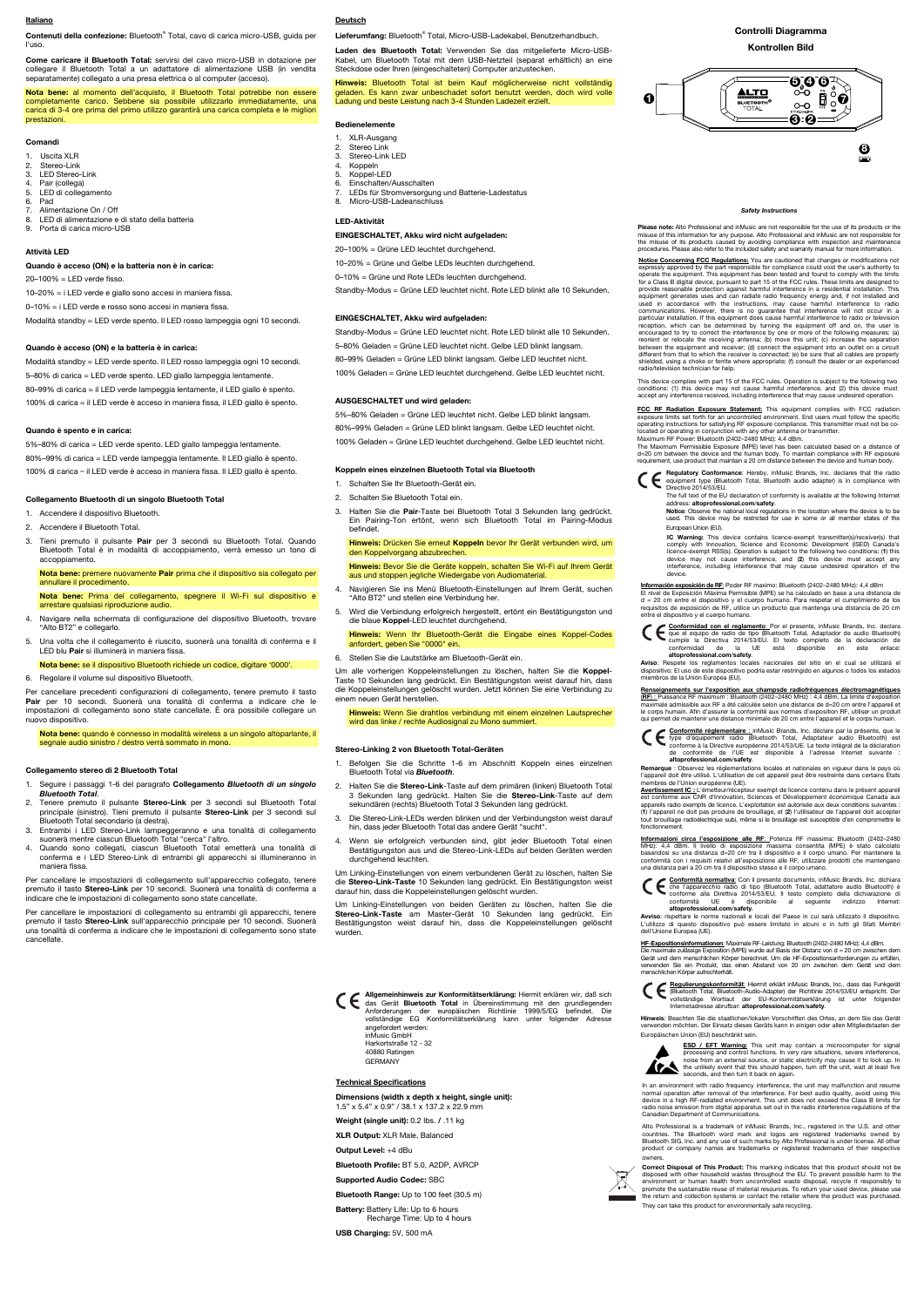## Italiano

**Contenuti della confezione:** Bluetooth® Total, cavo di carica micro-USB, guida per l'uso.

**Come caricare il Bluetooth Total:** servirsi del cavo micro-USB in dotazione per collegare il Bluetooth Total a un adattatore di alimentazione USB (in vendita separatamente) collegato a una presa elettrica o al computer (acceso).

**Nota bene:** al momento dell'acquisto, il Bluetooth Total potrebbe non essere completamente carico. Sebbene sia possibile utilizzarlo immediatamente, una carica di 3-4 ore prima del primo utilizzo garantirà una carica completa e le migliori prestazioni.

### Comandi

1. Uscita XLR
2. Stereo-Link
3. LED Stereo-Link
4. Pair (collega)
5. LED di collegamento
6. Pad
7. Alimentazione On / Off
8. LED di alimentazione e di stato della batteria
9. Porta di carica micro-USB

### Attività LED

**Quando è acceso (ON) e la batteria non è in carica:**

20–100% = LED verde fisso.

10–20% = i LED verde e giallo sono accesi in maniera fissa.

0–10% = i LED verde e rosso sono accesi in maniera fissa.

Modalità standby = LED verde spento. Il LED rosso lampeggia ogni 10 secondi.

**Quando è acceso (ON) e la batteria è in carica:**

Modalità standby = LED verde spento. Il LED rosso lampeggia ogni 10 secondi.

5–80% di carica = LED verde spento. LED giallo lampeggia lentamente.

80–99% di carica = il LED verde lampeggia lentamente, il LED giallo è spento.

100% di carica = il LED verde è acceso in maniera fissa, il LED giallo è spento.

**Quando è spento e in carica:**

5%–80% di carica = LED verde spento. LED giallo lampeggia lentamente.

80%–99% di carica = LED verde lampeggia lentamente. Il LED giallo è spento.

100% di carica – il LED verde è acceso in maniera fissa. Il LED giallo è spento.

### Collegamento Bluetooth di un singolo Bluetooth Total

1. Accendere il dispositivo Bluetooth.
2. Accendere il Bluetooth Total.
3. Tieni premuto il pulsante **Pair** per 3 secondi su Bluetooth Total. Quando Bluetooth Total è in modalità di accoppiamento, verrà emesso un tono di accoppiamento.

   **Nota bene:** premere nuovamente **Pair** prima che il dispositivo sia collegato per annullare il procedimento.

   **Nota bene:** Prima del collegamento, spegnere il Wi-Fi sul dispositivo e arrestare qualsiasi riproduzione audio.

4. Navigare nella schermata di configurazione del dispositivo Bluetooth, trovare "Alto BT2" e collegarlo.
5. Una volta che il collegamento è riuscito, suonerà una tonalità di conferma e il LED blu **Pair** si illuminerà in maniera fissa.

   **Nota bene:** se il dispositivo Bluetooth richiede un codice, digitare '0000'.

6. Regolare il volume sul dispositivo Bluetooth.

Per cancellare precedenti configurazioni di collegamento, tenere premuto il tasto **Pair** per 10 secondi. Suonerà una tonalità di conferma a indicare che le impostazioni di collegamento sono state cancellate. È ora possibile collegare un nuovo dispositivo.

**Nota bene:** quando è connesso in modalità wireless a un singolo altoparlante, il segnale audio sinistro / destro verrà sommato in mono.

### Collegamento stereo di 2 Bluetooth Total

1. Seguire i passaggi 1-6 del paragrafo **Collegamento *Bluetooth di un singolo Bluetooth Total***.
2. Tenere premuto il pulsante **Stereo-Link** per 3 secondi sul Bluetooth Total principale (sinistro). Tieni premuto il pulsante **Stereo-Link** per 3 secondi sul Bluetooth Total secondario (a destra).
3. Entrambi i LED Stereo-Link lampeggeranno e una tonalità di collegamento suonerà mentre ciascun Bluetooth Total "cerca" l'altro.
4. Quando sono collegati, ciascun Bluetooth Total emetterà una tonalità di conferma e i LED Stereo-Link di entrambi gli apparecchi si illumineranno in maniera fissa.

Per cancellare le impostazioni di collegamento sull'apparecchio collegato, tenere premuto il tasto **Stereo-Link** per 10 secondi. Suonerà una tonalità di conferma a indicare che le impostazioni di collegamento sono state cancellate.

Per cancellare le impostazioni di collegamento su entrambi gli apparecchi, tenere premuto il tasto **Stereo-Link** sull'apparecchio principale per 10 secondi. Suonerà una tonalità di conferma a indicare che le impostazioni di collegamento sono state cancellate.

## Deutsch

**Lieferumfang:** Bluetooth® Total, Micro-USB-Ladekabel, Benutzerhandbuch.

**Laden des Bluetooth Total:** Verwenden Sie das mitgelieferte Micro-USB-Kabel, um Bluetooth Total mit dem USB-Netzteil (separat erhältlich) an eine Steckdose oder Ihren (eingeschalteten) Computer anzustecken.

**Hinweis:** Bluetooth Total ist beim Kauf möglicherweise nicht vollständig geladen. Es kann zwar unbeschadet sofort benutzt werden, doch wird volle Ladung und beste Leistung nach 3-4 Stunden Ladezeit erzielt.

### Bedienelemente

1. XLR-Ausgang
2. Stereo Link
3. Stereo-Link LED
4. Koppeln
5. Koppel-LED
6. Einschalten/Ausschalten
7. LEDs für Stromversorgung und Batterie-Ladestatus
8. Micro-USB-Ladeanschluss

### LED-Aktivität

**EINGESCHALTET, Akku wird nicht aufgeladen:**

20–100% = Grüne LED leuchtet durchgehend.

10–20% = Grüne und Gelbe LEDs leuchten durchgehend.

0–10% = Grüne und Rote LEDs leuchten durchgehend.

Standby-Modus = Grüne LED leuchtet nicht. Rote LED blinkt alle 10 Sekunden.

**EINGESCHALTET, Akku wird aufgeladen:**

Standby-Modus = Grüne LED leuchtet nicht. Rote LED blinkt alle 10 Sekunden.

5–80% Geladen = Grüne LED leuchtet nicht. Gelbe LED blinkt langsam.

80–99% Geladen = Grüne LED blinkt langsam. Gelbe LED leuchtet nicht.

100% Geladen = Grüne LED leuchtet durchgehend. Gelbe LED leuchtet nicht.

**AUSGESCHALTET und wird geladen:**

5%–80% Geladen = Grüne LED leuchtet nicht. Gelbe LED blinkt langsam.

80%–99% Geladen = Grüne LED blinkt langsam. Gelbe LED leuchtet nicht.

100% Geladen = Grüne LED leuchtet durchgehend. Gelbe LED leuchtet nicht.

### Koppeln eines einzelnen Bluetooth Total via Bluetooth

1. Schalten Sie Ihr Bluetooth-Gerät ein.
2. Schalten Sie Bluetooth Total ein.
3. Halten Sie die **Pair**-Taste bei Bluetooth Total 3 Sekunden lang gedrückt. Ein Pairing-Ton ertönt, wenn sich Bluetooth Total im Pairing-Modus befindet.

   **Hinweis:** Drücken Sie erneut **Koppeln** bevor Ihr Gerät verbunden wird, um den Koppelvorgang abzubrechen.

   **Hinweis:** Bevor Sie die Geräte koppeln, schalten Sie Wi-Fi auf Ihrem Gerät aus und stoppen jegliche Wiedergabe von Audiomaterial.

4. Navigieren Sie ins Menü Bluetooth-Einstellungen auf Ihrem Gerät, suchen "Alto BT2" und stellen eine Verbindung her.
5. Wird die Verbindung erfolgreich hergestellt, ertönt ein Bestätigungston und die blaue **Koppel**-LED leuchtet durchgehend.

   **Hinweis:** Wenn Ihr Bluetooth-Gerät die Eingabe eines Koppel-Codes anfordert, geben Sie "0000" ein.

6. Stellen Sie die Lautstärke am Bluetooth-Gerät ein.

Um alle vorherigen Koppeleinstellungen zu löschen, halten Sie die **Koppel**-Taste 10 Sekunden lang gedrückt. Ein Bestätigungston weist darauf hin, dass die Koppeleinstellungen gelöscht wurden. Jetzt können Sie eine Verbindung zu einem neuen Gerät herstellen.

**Hinweis:** Wenn Sie drahtlos verbindung mit einem einzelnen Lautsprecher wird das linke / rechte Audiosignal zu Mono summiert.

### Stereo-Linking 2 von Bluetooth Total-Geräten

1. Befolgen Sie die Schritte 1-6 im Abschnitt Koppeln eines einzelnen Bluetooth Total via ***Bluetooth***.
2. Halten Sie die **Stereo-Link**-Taste auf dem primären (linken) Bluetooth Total 3 Sekunden lang gedrückt. Halten Sie die **Stereo-Link**-Taste auf dem sekundären (rechts) Bluetooth Total 3 Sekunden lang gedrückt.
3. Die Stereo-Link-LEDs werden blinken und der Verbindungston weist darauf hin, dass jeder Bluetooth Total das andere "sucht".
4. Wenn sie erfolgreich verbunden sind, gibt jeder Bluetooth Total einen Bestätigungston aus und die Stereo-Link-LEDs auf beiden Geräten werden durchgehend leuchten.

Um Linking-Einstellungen von einem verbundenen Gerät zu löschen, halten Sie die **Stereo-Link-Taste** 10 Sekunden lang gedrückt. Ein Bestätigungston weist darauf hin, dass die Koppeleinstellungen gelöscht wurden.

Um Linking-Einstellungen von beiden Geräten zu löschen, halten Sie die **Stereo-Link-Taste** am Master-Gerät 10 Sekunden lang gedrückt. Ein Bestätigungston weist darauf hin, dass die Koppeleinstellungen gelöscht wurden.

**Allgemeinhinweis zur Konformitätserklärung:** Hiermit erklären wir, daß sich das Gerät **Bluetooth Total** in Übereinstimmung mit den grundlegenden Anforderungen der europäischen Richtlinie 1999/5/EG befindet. Die vollständige EG Konformitätserklärung kann unter folgender Adresse angefordert werden:
inMusic GmbH
Harkortstraße 12 - 32
40880 Ratingen
GERMANY

### Technical Specifications

**Dimensions (width x depth x height, single unit):**
1.5" x 5.4" x 0.9" / 38.1 x 137.2 x 22.9 mm

**Weight (single unit):** 0.2 lbs. / .11 kg

**XLR Output:** XLR Male, Balanced

**Output Level:** +4 dBu

**Bluetooth Profile:** BT 5.0, A2DP, AVRCP

**Supported Audio Codec:** SBC

**Bluetooth Range:** Up to 100 feet (30.5 m)

**Battery:** Battery Life: Up to 6 hours
Recharge Time: Up to 4 hours

**USB Charging:** 5V, 500 mA

## Controlli Diagramma

## Kontrollen Bild

1
5 4 6
7
3 2
8

### *Safety Instructions*

**Please note:** Alto Professional and inMusic are not responsible for the use of its products or the misuse of this information for any purpose. Alto Professional and inMusic are not responsible for the misuse of its products caused by avoiding compliance with inspection and maintenance procedures. Please also refer to the included safety and warranty manual for more information.

**Notice Concerning FCC Regulations:** You are cautioned that changes or modifications not expressly approved by the part responsible for compliance could void the user's authority to operate the equipment. This equipment has been tested and found to comply with the limits for a Class B digital device, pursuant to part 15 of the FCC rules. These limits are designed to provide reasonable protection against harmful interference in a residential installation. This equipment generates uses and can radiate radio frequency energy and, if not installed and used in accordance with the instructions, may cause harmful interference to radio communications. However, there is no guarantee that interference will not occur in a particular installation. If this equipment does cause harmful interference to radio or television reception, which can be determined by turning the equipment off and on, the user is encouraged to try to correct the interference by one or more of the following measures: (a) reorient or relocate the receiving antenna; (b) move this unit; (c) increase the separation between the equipment and receiver; (d) connect the equipment into an outlet on a circuit different from that to which the receiver is connected; (e) be sure that all cables are properly shielded, using a choke or ferrite where appropriate; (f) consult the dealer or an experienced radio/television technician for help.

This device complies with part 15 of the FCC rules. Operation is subject to the following two conditions: (1) this device may not cause harmful interference, and (2) this device must accept any interference received, including interference that may cause undesired operation.

**FCC RF Radiation Exposure Statement:** This equipment complies with FCC radiation exposure limits set forth for an uncontrolled environment. End users must follow the specific operating instructions for satisfying RF exposure compliance. This transmitter must not be co-located or operating in conjunction with any other antenna or transmitter.
Maximum RF Power: Bluetooth (2402–2480 MHz): 4.4 dBm.
The Maximum Permissible Exposure (MPE) level has been calculated based on a distance of d=20 cm between the device and the human body. To maintain compliance with RF exposure requirement, use product that maintain a 20 cm distance between the device and human body.

**Regulatory Conformance**: Hereby, inMusic Brands, Inc. declares that the radio equipment type (Bluetooth Total, Bluetooth audio adapter) is in compliance with Directive 2014/53/EU.
The full text of the EU declaration of conformity is available at the following Internet address: **altoprofessional.com/safety**.
**Notice**: Observe the national local regulations in the location where the device is to be used. This device may be restricted for use in some or all member states of the European Union (EU).
**IC Warning:** This device contains licence-exempt transmitter(s)/receiver(s) that comply with Innovation, Science and Economic Development (ISED) Canada's licence-exempt RSS(s). Operation is subject to the following two conditions: (**1**) this device may not cause interference, and (**2**) this device must accept any interference, including interference that may cause undesired operation of the device.

**Información exposición de RF:** Poder RF maximo: Bluetooth (2402–2480 MHz): 4,4 dBm
El nivel de Exposición Máxima Permisible (MPE) se ha calculado en base a una distancia de d = 20 cm entre el dispositivo y el cuerpo humano. Para respetar el cumplimiento de los requisitos de exposición de RF, utilice un producto que mantenga una distancia de 20 cm entre el dispositivo y el cuerpo humano.

**Conformidad con el reglamento:** Por el presente, inMusic Brands, Inc. declara que el equipo de radio de tipo (Bluetooth Total, Adaptador de audio Bluetooth) cumple la Directiva 2014/53/EU. El texto completo de la declaración de conformidad de la UE está disponible en este enlace: **altoprofessional.com/safety**.
**Aviso**: Respete los reglamentos locales nacionales del sitio en el cual se utilizará el dispositivo. El uso de este dispositivo podría estar restringido en algunos o todos los estados miembros de la Unión Europea (EU).

**Renseignements sur l'exposition aux champsde radiofréquences électromagnétiques (RF) :** Puissance RF maximum : Bluetooth (2402–2480 MHz) : 4,4 dBm. La limite d'exposition maximale admissible aux RF a été calculée selon une distance de d=20 cm entre l'appareil et le corps humain. Afin d'assurer la conformité aux normes d'exposition RF, utiliser un produit qui permet de maintenir une distance minimale de 20 cm entre l'appareil et le corps humain.

**Conformité réglementaire :** inMusic Brands, Inc. déclare par la présente, que le type d'équipement radio (Bluetooth Total, Adaptateur audio Bluetooth) est conforme à la Directive européenne 2014/53/UE. Le texte intégral de la déclaration de conformité de l'UE est disponible à l'adresse Internet suivante : **altoprofessional.com/safety**.
**Remarque** : Observez les réglementations locales et nationales en vigueur dans le pays où l'appareil doit être utilisé. L'utilisation de cet appareil peut être restreinte dans certains États membres de l'Union européenne (UE).
**Avertissement IC :** L'émetteur/récepteur exempt de licence contenu dans le présent appareil est conforme aux CNR d'Innovation, Sciences et Développement économique Canada aux appareils radio exempts de licence. L'exploitation est autorisée aux deux conditions suivantes : (**1**) l'appareil ne doit pas produire de brouillage, et (**2**) l'utilisateur de l'appareil doit accepter tout brouillage radioélectrique subi, même si le brouillage est susceptible d'en compromettre le fonctionnement.

**Informazioni circa l'esposizione alle RF:** Potenza RF massima: Bluetooth (2402–2480 MHz): 4,4 dBm. Il livello di esposizione massima consentita (MPE) è stato calcolato basandosi su una distanza d=20 cm tra il dispositivo e il corpo umano. Per mantenere la conformità con i requisiti relativi all'esposizione alle RF, utilizzare prodotti che mantengano una distanza pari a 20 cm tra il dispositivo stesso e il corpo umano.

**Conformità normativa:** Con il presente documento, inMusic Brands, Inc. dichiara che l'apparecchio radio di tipo (Bluetooth Total, adattatore audio Bluetooth) è conforme alla Direttiva 2014/53/EU. Il testo completo della dichiarazione di conformità UE è disponibile al seguente indirizzo Internet: **altoprofessional.com/safety**.
**Avviso**: rispettare le norme nazionali e locali del Paese in cui sarà utilizzato il dispositivo. L'utilizzo di questo dispositivo può essere limitato in alcuni o in tutti gli Stati Membri dell'Unione Europea (UE).

**HF-Expositionsinformationen:** Maximale RF-Leistung: Bluetooth (2402–2480 MHz): 4,4 dBm.
Die maximale zulässige Exposition (MPE) wurde auf Basis der Distanz von d = 20 cm zwischen dem Gerät und dem menschlichen Körper berechnet. Um die HF-Expositionsanforderungen zu erfüllen, verwenden Sie ein Produkt, das einen Abstand von 20 cm zwischen dem Gerät und dem menschlichen Körper aufrechterhält.

**Regulierungskonformität:** Hiermit erklärt inMusic Brands, Inc., dass das Funkgerät (Bluetooth Total, Bluetooth-Audio-Adapter) der Richtlinie 2014/53/EU entspricht. Der vollständige Wortlaut der EU-Konformitätserklärung ist unter folgender Internetadresse abrufbar: **altoprofessional.com/safety**.
**Hinweis**: Beachten Sie die staatlichen/lokalen Vorschriften des Ortes, an dem Sie das Gerät verwenden möchten. Der Einsatz dieses Geräts kann in einigen oder allen Mitgliedstaaten der Europäischen Union (EU) beschränkt sein.

**ESD / EFT Warning:** This unit may contain a microcomputer for signal processing and control functions. In very rare situations, severe interference, noise from an external source, or static electricity may cause it to lock up. In the unlikely event that this should happen, turn off the unit, wait at least five seconds, and then turn it back on again.

In an environment with radio frequency interference, the unit may malfunction and resume normal operation after removal of the interference. For best audio quality, avoid using this device in a high RF-radiated environment. This unit does not exceed the Class B limits for radio noise emission from digital apparatus set out in the radio interference regulations of the Canadian Department of Communications.

Alto Professional is a trademark of inMusic Brands, Inc., registered in the U.S. and other countries. The Bluetooth word mark and logos are registered trademarks owned by Bluetooth SIG, Inc. and any use of such marks by Alto Professional is under license. All other product or company names are trademarks or registered trademarks of their respective owners.

**Correct Disposal of This Product:** This marking indicates that this product should not be disposed with other household wastes throughout the EU. To prevent possible harm to the environment or human health from uncontrolled waste disposal, recycle it responsibly to promote the sustainable reuse of material resources. To return your used device, please use the return and collection systems or contact the retailer where the product was purchased. They can take this product for environmentally safe recycling.